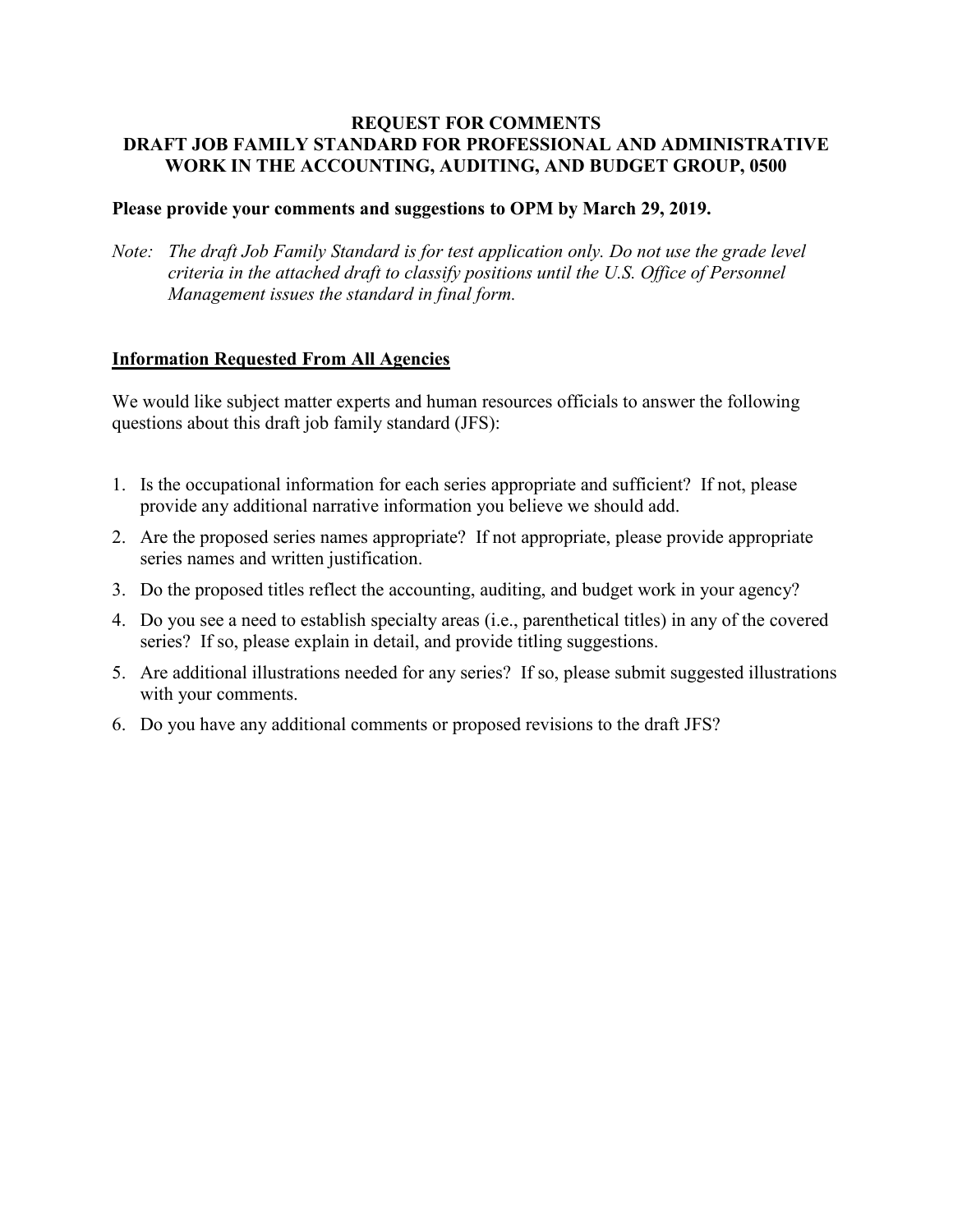# REQUEST FOR COMMENTS
# DRAFT JOB FAMILY STANDARD FOR PROFESSIONAL AND ADMINISTRATIVE WORK IN THE ACCOUNTING, AUDITING, AND BUDGET GROUP, 0500

**Please provide your comments and suggestions to OPM by March 29, 2019.**

*Note: The draft Job Family Standard is for test application only. Do not use the grade level criteria in the attached draft to classify positions until the U.S. Office of Personnel Management issues the standard in final form.*

## Information Requested From All Agencies

We would like subject matter experts and human resources officials to answer the following questions about this draft job family standard (JFS):

1. Is the occupational information for each series appropriate and sufficient? If not, please provide any additional narrative information you believe we should add.
2. Are the proposed series names appropriate? If not appropriate, please provide appropriate series names and written justification.
3. Do the proposed titles reflect the accounting, auditing, and budget work in your agency?
4. Do you see a need to establish specialty areas (i.e., parenthetical titles) in any of the covered series? If so, please explain in detail, and provide titling suggestions.
5. Are additional illustrations needed for any series? If so, please submit suggested illustrations with your comments.
6. Do you have any additional comments or proposed revisions to the draft JFS?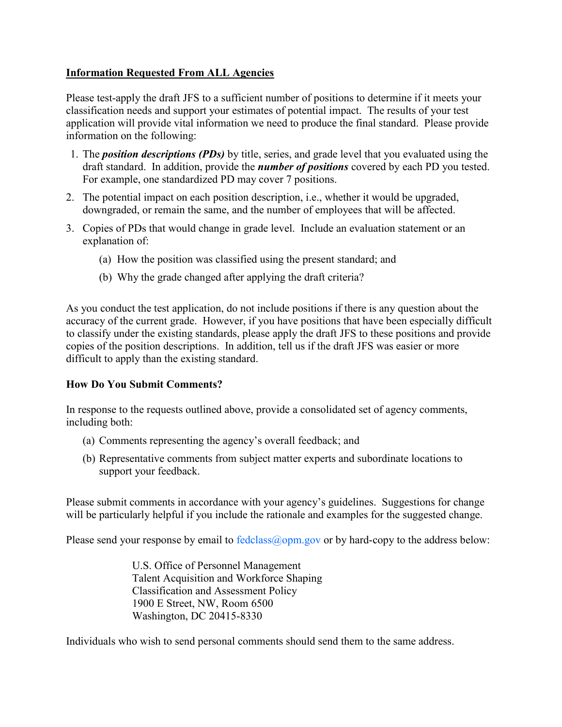## <u>Information Requested From ALL Agencies</u>

Please test-apply the draft JFS to a sufficient number of positions to determine if it meets your classification needs and support your estimates of potential impact. The results of your test application will provide vital information we need to produce the final standard. Please provide information on the following:

1. The ***position descriptions (PDs)*** by title, series, and grade level that you evaluated using the draft standard. In addition, provide the ***number of positions*** covered by each PD you tested. For example, one standardized PD may cover 7 positions.
2. The potential impact on each position description, i.e., whether it would be upgraded, downgraded, or remain the same, and the number of employees that will be affected.
3. Copies of PDs that would change in grade level. Include an evaluation statement or an explanation of:
   - (a) How the position was classified using the present standard; and
   - (b) Why the grade changed after applying the draft criteria?

As you conduct the test application, do not include positions if there is any question about the accuracy of the current grade. However, if you have positions that have been especially difficult to classify under the existing standards, please apply the draft JFS to these positions and provide copies of the position descriptions. In addition, tell us if the draft JFS was easier or more difficult to apply than the existing standard.

## How Do You Submit Comments?

In response to the requests outlined above, provide a consolidated set of agency comments, including both:

- (a) Comments representing the agency's overall feedback; and
- (b) Representative comments from subject matter experts and subordinate locations to support your feedback.

Please submit comments in accordance with your agency's guidelines. Suggestions for change will be particularly helpful if you include the rationale and examples for the suggested change.

Please send your response by email to fedclass@opm.gov or by hard-copy to the address below:

U.S. Office of Personnel Management
Talent Acquisition and Workforce Shaping
Classification and Assessment Policy
1900 E Street, NW, Room 6500
Washington, DC 20415-8330

Individuals who wish to send personal comments should send them to the same address.